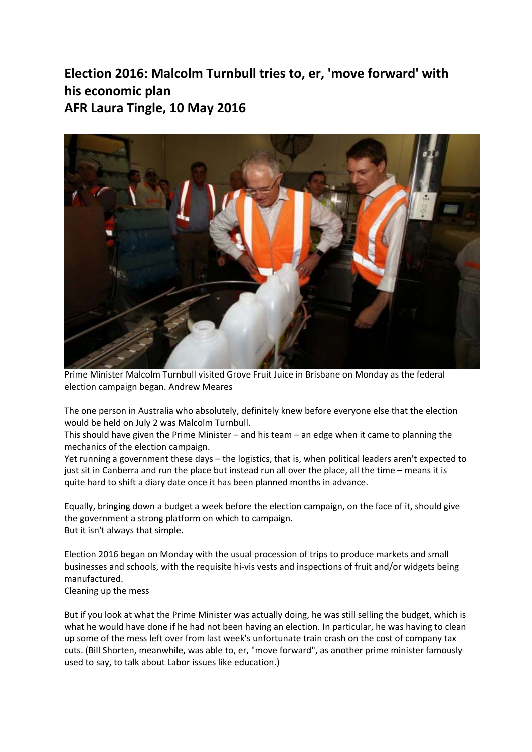# Election 2016: Malcolm Turnbull tries to, er, 'move forward' with his economic plan

## AFR Laura Tingle, 10 May 2016

Prime Minister Malcolm Turnbull visited Grove Fruit Juice in Brisbane on Monday as the federal election campaign began. Andrew Meares

The one person in Australia who absolutely, definitely knew before everyone else that the election would be held on July 2 was Malcolm Turnbull.

This should have given the Prime Minister – and his team – an edge when it came to planning the mechanics of the election campaign.

Yet running a government these days – the logistics, that is, when political leaders aren't expected to just sit in Canberra and run the place but instead run all over the place, all the time – means it is quite hard to shift a diary date once it has been planned months in advance.

Equally, bringing down a budget a week before the election campaign, on the face of it, should give the government a strong platform on which to campaign.

But it isn't always that simple.

Election 2016 began on Monday with the usual procession of trips to produce markets and small businesses and schools, with the requisite hi-vis vests and inspections of fruit and/or widgets being manufactured.

### Cleaning up the mess

But if you look at what the Prime Minister was actually doing, he was still selling the budget, which is what he would have done if he had not been having an election. In particular, he was having to clean up some of the mess left over from last week's unfortunate train crash on the cost of company tax cuts. (Bill Shorten, meanwhile, was able to, er, "move forward", as another prime minister famously used to say, to talk about Labor issues like education.)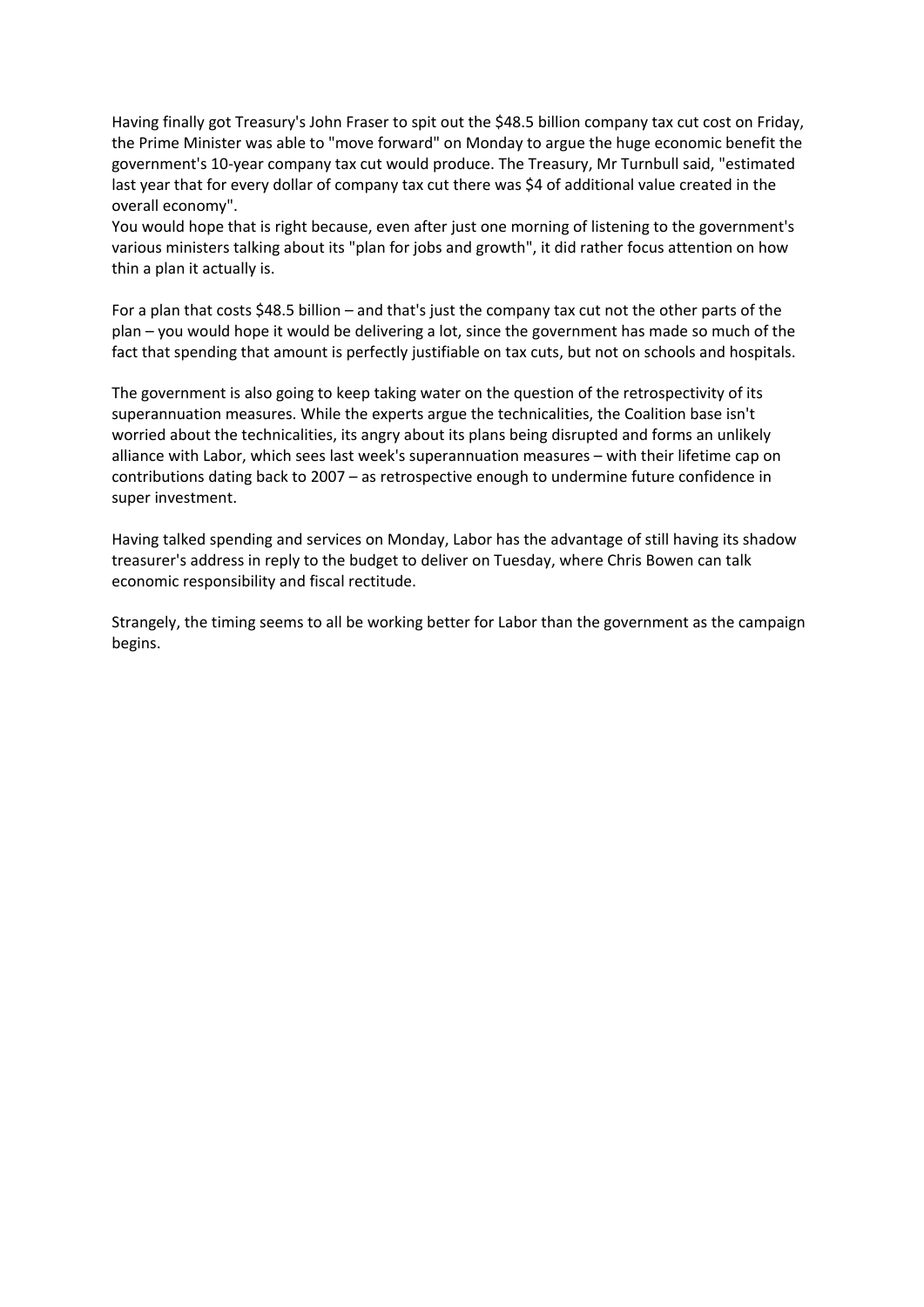Having finally got Treasury's John Fraser to spit out the $48.5 billion company tax cut cost on Friday, the Prime Minister was able to "move forward" on Monday to argue the huge economic benefit the government's 10-year company tax cut would produce. The Treasury, Mr Turnbull said, "estimated last year that for every dollar of company tax cut there was $4 of additional value created in the overall economy".
You would hope that is right because, even after just one morning of listening to the government's various ministers talking about its "plan for jobs and growth", it did rather focus attention on how thin a plan it actually is.

For a plan that costs $48.5 billion – and that's just the company tax cut not the other parts of the plan – you would hope it would be delivering a lot, since the government has made so much of the fact that spending that amount is perfectly justifiable on tax cuts, but not on schools and hospitals.

The government is also going to keep taking water on the question of the retrospectivity of its superannuation measures. While the experts argue the technicalities, the Coalition base isn't worried about the technicalities, its angry about its plans being disrupted and forms an unlikely alliance with Labor, which sees last week's superannuation measures – with their lifetime cap on contributions dating back to 2007 – as retrospective enough to undermine future confidence in super investment.

Having talked spending and services on Monday, Labor has the advantage of still having its shadow treasurer's address in reply to the budget to deliver on Tuesday, where Chris Bowen can talk economic responsibility and fiscal rectitude.

Strangely, the timing seems to all be working better for Labor than the government as the campaign begins.